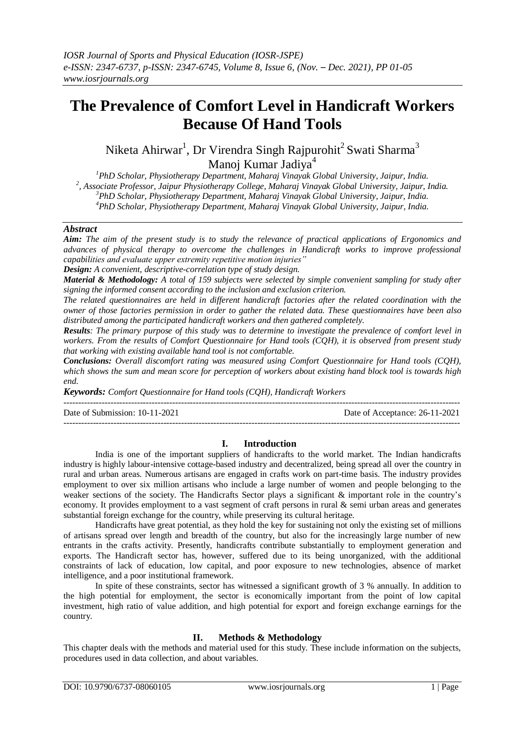# The Prevalence of Comfort Level in Handicraft Workers Because Of Hand Tools

Niketa Ahirwar[1], Dr Virendra Singh Rajpurohit[2] Swati Sharma[3] Manoj Kumar Jadiya[4]

[1]PhD Scholar, Physiotherapy Department, Maharaj Vinayak Global University, Jaipur, India.
[2], Associate Professor, Jaipur Physiotherapy College, Maharaj Vinayak Global University, Jaipur, India.
[3]PhD Scholar, Physiotherapy Department, Maharaj Vinayak Global University, Jaipur, India.
[4]PhD Scholar, Physiotherapy Department, Maharaj Vinayak Global University, Jaipur, India.

## *Abstract*

***Aim:*** *The aim of the present study is to study the relevance of practical applications of Ergonomics and advances of physical therapy to overcome the challenges in Handicraft works to improve professional capabilities and evaluate upper extremity repetitive motion injuries"*

***Design:*** *A convenient, descriptive-correlation type of study design.*

***Material & Methodology:*** *A total of 159 subjects were selected by simple convenient sampling for study after signing the informed consent according to the inclusion and exclusion criterion.*

*The related questionnaires are held in different handicraft factories after the related coordination with the owner of those factories permission in order to gather the related data. These questionnaires have been also distributed among the participated handicraft workers and then gathered completely.*

***Results****: The primary purpose of this study was to determine to investigate the prevalence of comfort level in workers. From the results of Comfort Questionnaire for Hand tools (CQH), it is observed from present study that working with existing available hand tool is not comfortable.*

***Conclusions:*** *Overall discomfort rating was measured using Comfort Questionnaire for Hand tools (CQH), which shows the sum and mean score for perception of workers about existing hand block tool is towards high end.*

***Keywords:*** *Comfort Questionnaire for Hand tools (CQH), Handicraft Workers*

Date of Submission: 10-11-2021 Date of Acceptance: 26-11-2021

## I. Introduction

India is one of the important suppliers of handicrafts to the world market. The Indian handicrafts industry is highly labour-intensive cottage-based industry and decentralized, being spread all over the country in rural and urban areas. Numerous artisans are engaged in crafts work on part-time basis. The industry provides employment to over six million artisans who include a large number of women and people belonging to the weaker sections of the society. The Handicrafts Sector plays a significant & important role in the country's economy. It provides employment to a vast segment of craft persons in rural & semi urban areas and generates substantial foreign exchange for the country, while preserving its cultural heritage.

Handicrafts have great potential, as they hold the key for sustaining not only the existing set of millions of artisans spread over length and breadth of the country, but also for the increasingly large number of new entrants in the crafts activity. Presently, handicrafts contribute substantially to employment generation and exports. The Handicraft sector has, however, suffered due to its being unorganized, with the additional constraints of lack of education, low capital, and poor exposure to new technologies, absence of market intelligence, and a poor institutional framework.

In spite of these constraints, sector has witnessed a significant growth of 3 % annually. In addition to the high potential for employment, the sector is economically important from the point of low capital investment, high ratio of value addition, and high potential for export and foreign exchange earnings for the country.

## II. Methods & Methodology

This chapter deals with the methods and material used for this study. These include information on the subjects, procedures used in data collection, and about variables.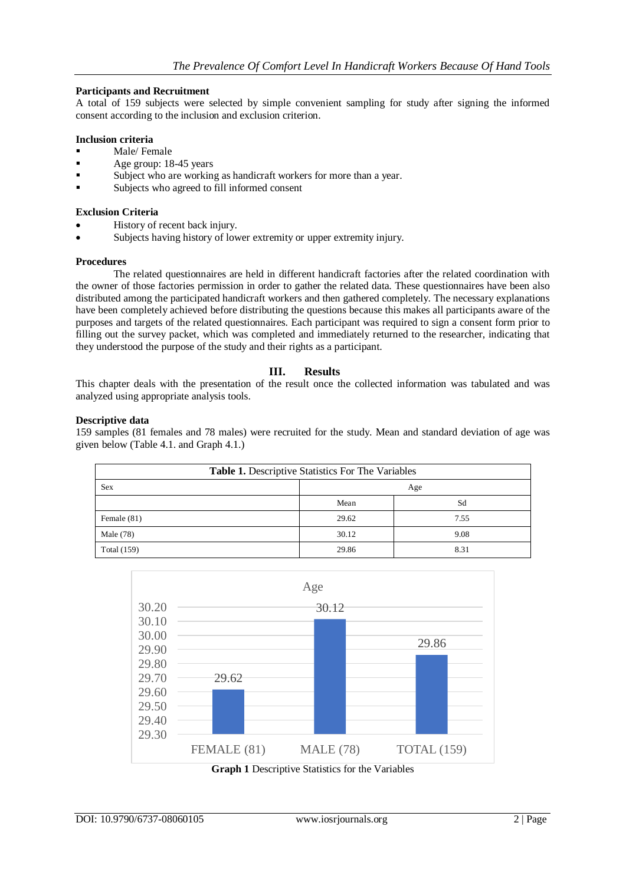**Participants and Recruitment**

A total of 159 subjects were selected by simple convenient sampling for study after signing the informed consent according to the inclusion and exclusion criterion.

**Inclusion criteria**

- Male/ Female
- Age group: 18-45 years
- Subject who are working as handicraft workers for more than a year.
- Subjects who agreed to fill informed consent

**Exclusion Criteria**

- History of recent back injury.
- Subjects having history of lower extremity or upper extremity injury.

**Procedures**

The related questionnaires are held in different handicraft factories after the related coordination with the owner of those factories permission in order to gather the related data. These questionnaires have been also distributed among the participated handicraft workers and then gathered completely. The necessary explanations have been completely achieved before distributing the questions because this makes all participants aware of the purposes and targets of the related questionnaires. Each participant was required to sign a consent form prior to filling out the survey packet, which was completed and immediately returned to the researcher, indicating that they understood the purpose of the study and their rights as a participant.

## III. Results

This chapter deals with the presentation of the result once the collected information was tabulated and was analyzed using appropriate analysis tools.

**Descriptive data**

159 samples (81 females and 78 males) were recruited for the study. Mean and standard deviation of age was given below (Table 4.1. and Graph 4.1.)

**Table 1.** Descriptive Statistics For The Variables

| Sex | Age | |
|---|---|---|
| | Mean | Sd |
| Female (81) | 29.62 | 7.55 |
| Male (78) | 30.12 | 9.08 |
| Total (159) | 29.86 | 8.31 |

**Graph 1** Descriptive Statistics for the Variables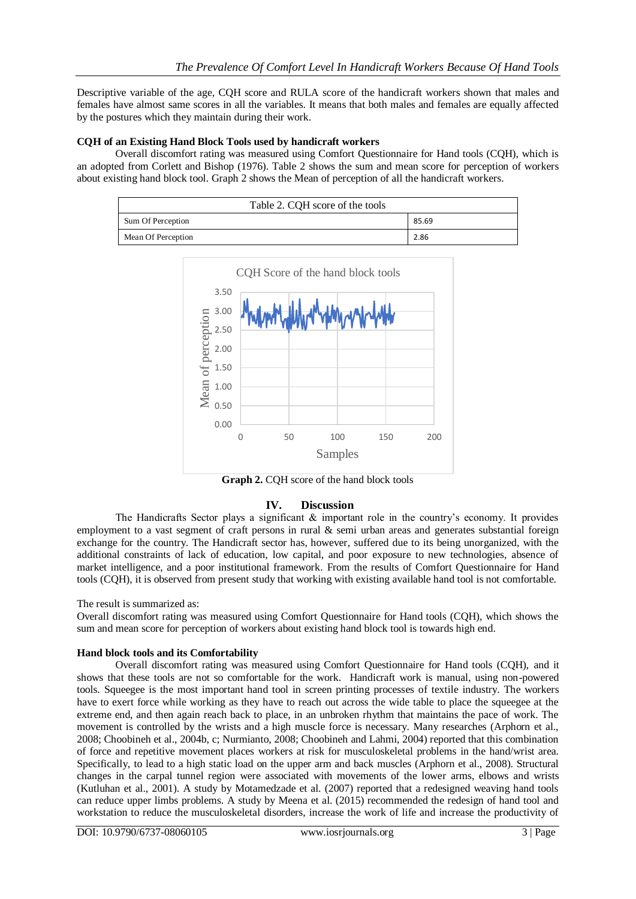Descriptive variable of the age, CQH score and RULA score of the handicraft workers shown that males and females have almost same scores in all the variables. It means that both males and females are equally affected by the postures which they maintain during their work.

**CQH of an Existing Hand Block Tools used by handicraft workers**

Overall discomfort rating was measured using Comfort Questionnaire for Hand tools (CQH), which is an adopted from Corlett and Bishop (1976). Table 2 shows the sum and mean score for perception of workers about existing hand block tool. Graph 2 shows the Mean of perception of all the handicraft workers.

| Table 2. CQH score of the tools | |
|---|---|
| Sum Of Perception | 85.69 |
| Mean Of Perception | 2.86 |

**Graph 2.** CQH score of the hand block tools

## IV. Discussion

The Handicrafts Sector plays a significant & important role in the country's economy. It provides employment to a vast segment of craft persons in rural & semi urban areas and generates substantial foreign exchange for the country. The Handicraft sector has, however, suffered due to its being unorganized, with the additional constraints of lack of education, low capital, and poor exposure to new technologies, absence of market intelligence, and a poor institutional framework. From the results of Comfort Questionnaire for Hand tools (CQH), it is observed from present study that working with existing available hand tool is not comfortable.

The result is summarized as:
Overall discomfort rating was measured using Comfort Questionnaire for Hand tools (CQH), which shows the sum and mean score for perception of workers about existing hand block tool is towards high end.

**Hand block tools and its Comfortability**

Overall discomfort rating was measured using Comfort Questionnaire for Hand tools (CQH), and it shows that these tools are not so comfortable for the work. Handicraft work is manual, using non-powered tools. Squeegee is the most important hand tool in screen printing processes of textile industry. The workers have to exert force while working as they have to reach out across the wide table to place the squeegee at the extreme end, and then again reach back to place, in an unbroken rhythm that maintains the pace of work. The movement is controlled by the wrists and a high muscle force is necessary. Many researches (Arphorn et al., 2008; Choobineh et al., 2004b, c; Nurmianto, 2008; Choobineh and Lahmi, 2004) reported that this combination of force and repetitive movement places workers at risk for musculoskeletal problems in the hand/wrist area. Specifically, to lead to a high static load on the upper arm and back muscles (Arphorn et al., 2008). Structural changes in the carpal tunnel region were associated with movements of the lower arms, elbows and wrists (Kutluhan et al., 2001). A study by Motamedzade et al. (2007) reported that a redesigned weaving hand tools can reduce upper limbs problems. A study by Meena et al. (2015) recommended the redesign of hand tool and workstation to reduce the musculoskeletal disorders, increase the work of life and increase the productivity of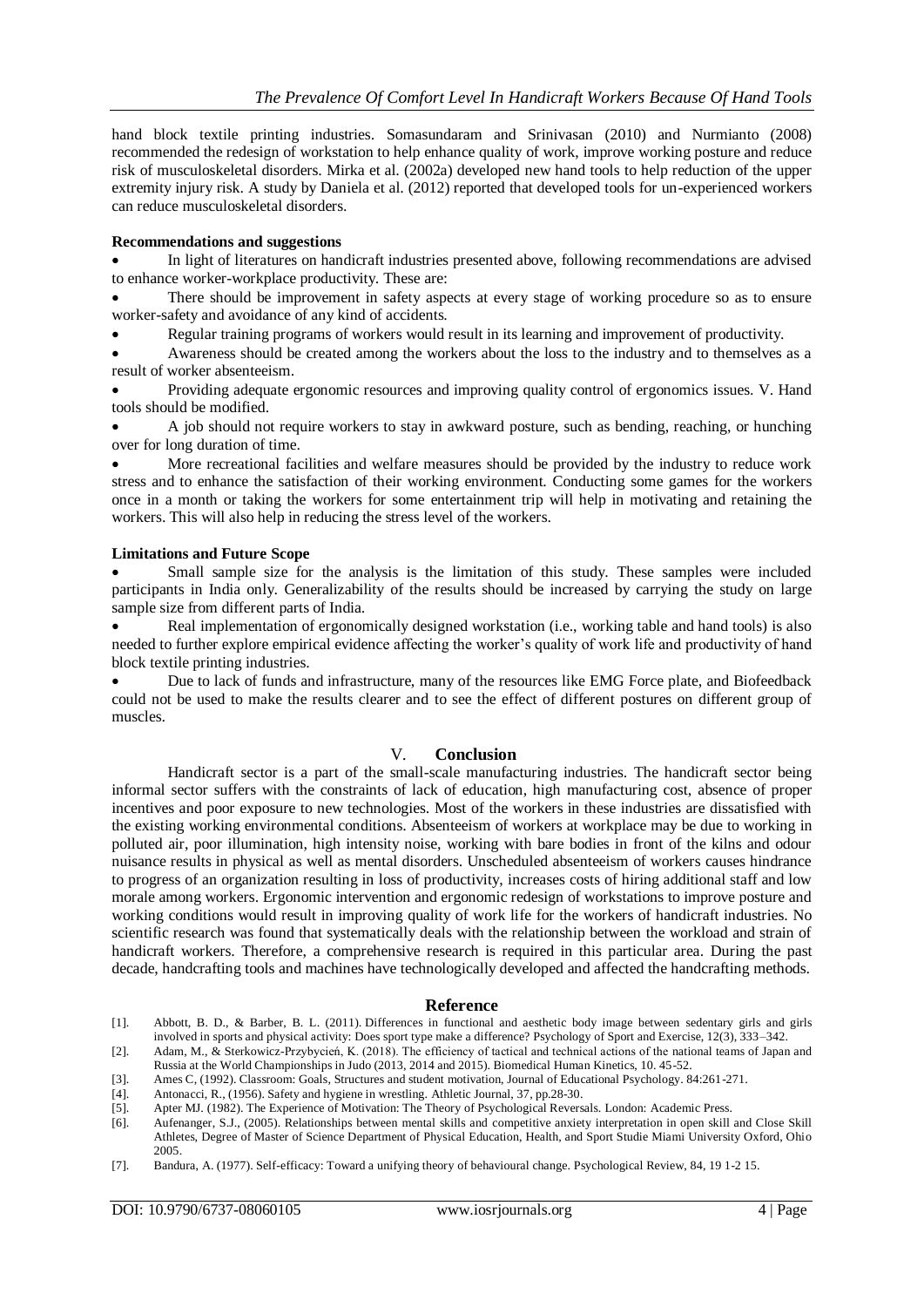hand block textile printing industries. Somasundaram and Srinivasan (2010) and Nurmianto (2008) recommended the redesign of workstation to help enhance quality of work, improve working posture and reduce risk of musculoskeletal disorders. Mirka et al. (2002a) developed new hand tools to help reduction of the upper extremity injury risk. A study by Daniela et al. (2012) reported that developed tools for un-experienced workers can reduce musculoskeletal disorders.

**Recommendations and suggestions**

- In light of literatures on handicraft industries presented above, following recommendations are advised to enhance worker-workplace productivity. These are:
- There should be improvement in safety aspects at every stage of working procedure so as to ensure worker-safety and avoidance of any kind of accidents.
- Regular training programs of workers would result in its learning and improvement of productivity.
- Awareness should be created among the workers about the loss to the industry and to themselves as a result of worker absenteeism.
- Providing adequate ergonomic resources and improving quality control of ergonomics issues. V. Hand tools should be modified.
- A job should not require workers to stay in awkward posture, such as bending, reaching, or hunching over for long duration of time.
- More recreational facilities and welfare measures should be provided by the industry to reduce work stress and to enhance the satisfaction of their working environment. Conducting some games for the workers once in a month or taking the workers for some entertainment trip will help in motivating and retaining the workers. This will also help in reducing the stress level of the workers.

**Limitations and Future Scope**

- Small sample size for the analysis is the limitation of this study. These samples were included participants in India only. Generalizability of the results should be increased by carrying the study on large sample size from different parts of India.
- Real implementation of ergonomically designed workstation (i.e., working table and hand tools) is also needed to further explore empirical evidence affecting the worker's quality of work life and productivity of hand block textile printing industries.
- Due to lack of funds and infrastructure, many of the resources like EMG Force plate, and Biofeedback could not be used to make the results clearer and to see the effect of different postures on different group of muscles.

## V. Conclusion

Handicraft sector is a part of the small-scale manufacturing industries. The handicraft sector being informal sector suffers with the constraints of lack of education, high manufacturing cost, absence of proper incentives and poor exposure to new technologies. Most of the workers in these industries are dissatisfied with the existing working environmental conditions. Absenteeism of workers at workplace may be due to working in polluted air, poor illumination, high intensity noise, working with bare bodies in front of the kilns and odour nuisance results in physical as well as mental disorders. Unscheduled absenteeism of workers causes hindrance to progress of an organization resulting in loss of productivity, increases costs of hiring additional staff and low morale among workers. Ergonomic intervention and ergonomic redesign of workstations to improve posture and working conditions would result in improving quality of work life for the workers of handicraft industries. No scientific research was found that systematically deals with the relationship between the workload and strain of handicraft workers. Therefore, a comprehensive research is required in this particular area. During the past decade, handcrafting tools and machines have technologically developed and affected the handcrafting methods.

## Reference

[1]. Abbott, B. D., & Barber, B. L. (2011). Differences in functional and aesthetic body image between sedentary girls and girls involved in sports and physical activity: Does sport type make a difference? Psychology of Sport and Exercise, 12(3), 333–342.

[2]. Adam, M., & Sterkowicz-Przybycień, K. (2018). The efficiency of tactical and technical actions of the national teams of Japan and Russia at the World Championships in Judo (2013, 2014 and 2015). Biomedical Human Kinetics, 10. 45-52.

[3]. Ames C, (1992). Classroom: Goals, Structures and student motivation, Journal of Educational Psychology. 84:261-271.

[4]. Antonacci, R., (1956). Safety and hygiene in wrestling. Athletic Journal, 37, pp.28-30.

[5]. Apter MJ. (1982). The Experience of Motivation: The Theory of Psychological Reversals. London: Academic Press.

[6]. Aufenanger, S.J., (2005). Relationships between mental skills and competitive anxiety interpretation in open skill and Close Skill Athletes, Degree of Master of Science Department of Physical Education, Health, and Sport Studie Miami University Oxford, Ohio 2005.

[7]. Bandura, A. (1977). Self-efficacy: Toward a unifying theory of behavioural change. Psychological Review, 84, 19 1-2 15.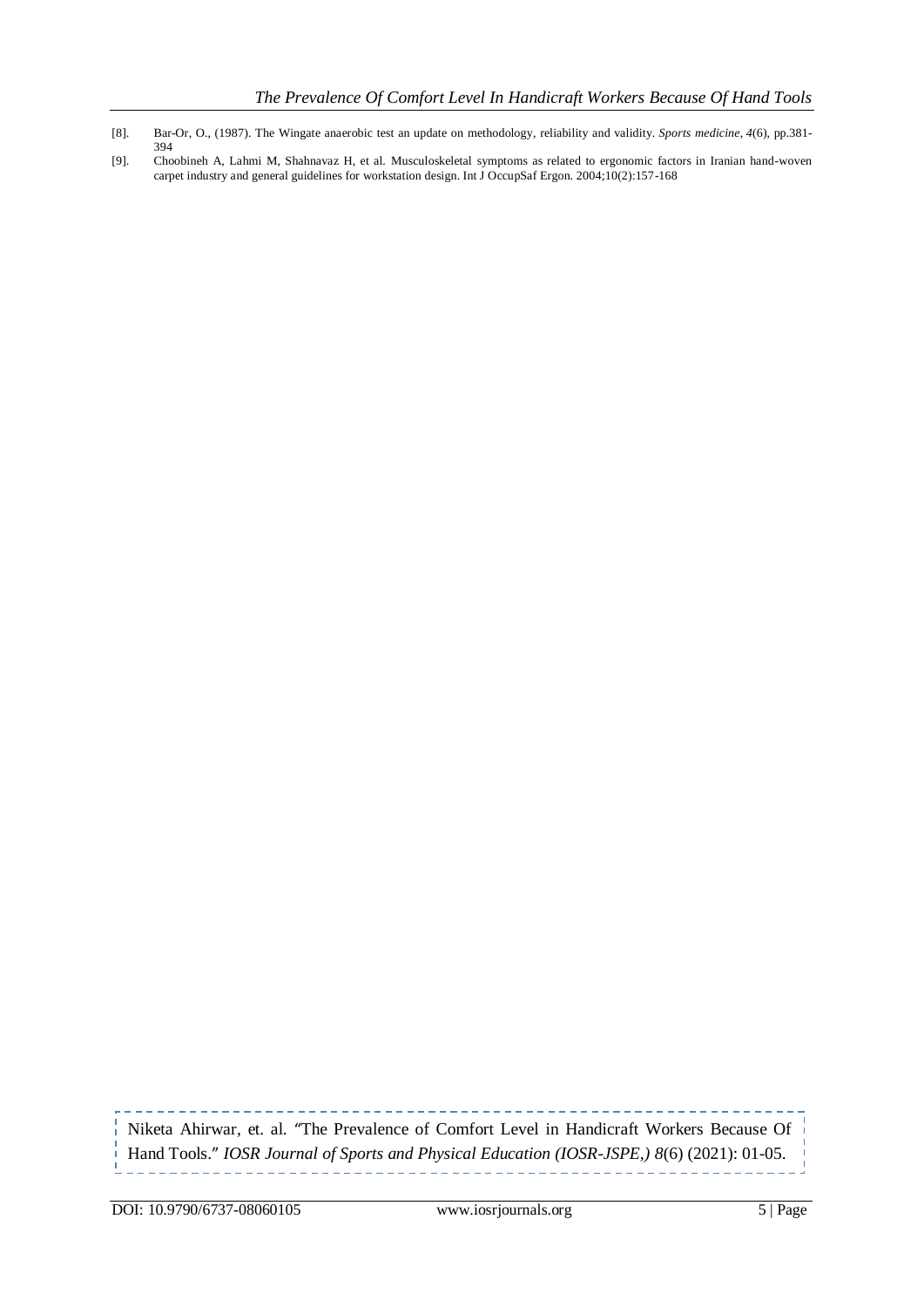[8]. Bar-Or, O., (1987). The Wingate anaerobic test an update on methodology, reliability and validity. *Sports medicine*, *4*(6), pp.381-394

[9]. Choobineh A, Lahmi M, Shahnavaz H, et al. Musculoskeletal symptoms as related to ergonomic factors in Iranian hand-woven carpet industry and general guidelines for workstation design. Int J OccupSaf Ergon. 2004;10(2):157-168

Niketa Ahirwar, et. al. "The Prevalence of Comfort Level in Handicraft Workers Because Of Hand Tools." *IOSR Journal of Sports and Physical Education (IOSR-JSPE,) 8*(6) (2021): 01-05.